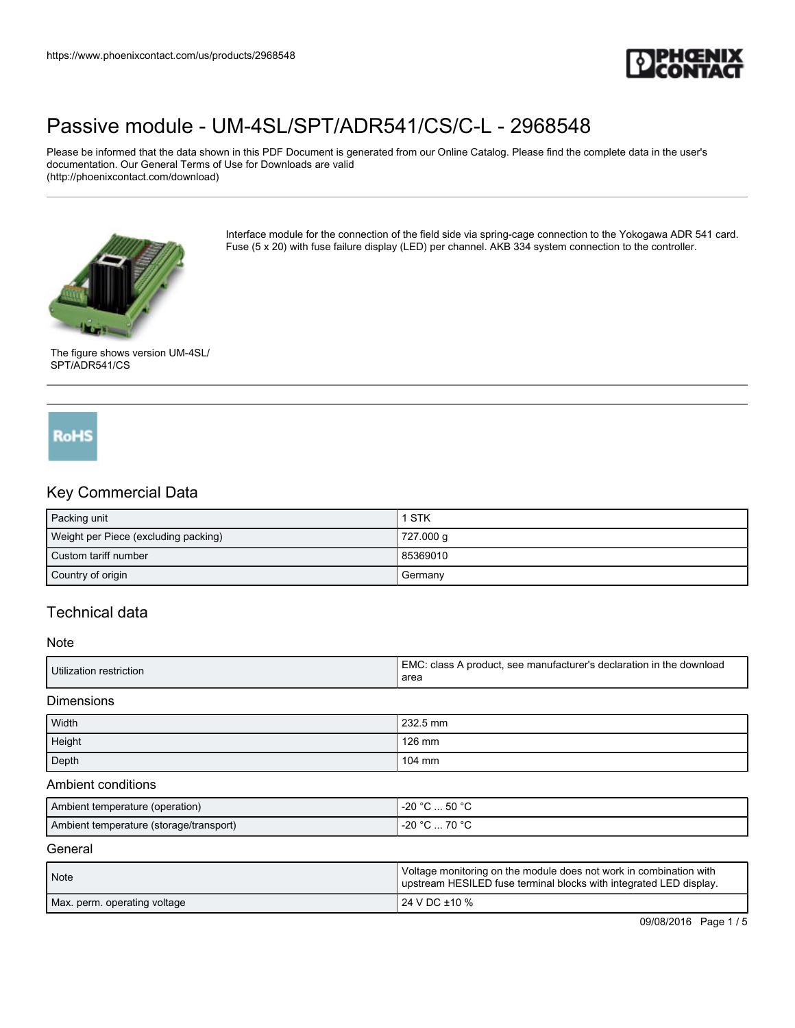# Passive module - UM-4SL/SPT/ADR541/CS/C-L - 2968548

Please be informed that the data shown in this PDF Document is generated from our Online Catalog. Please find the complete data in the user's documentation. Our General Terms of Use for Downloads are valid (http://phoenixcontact.com/download)

Interface module for the connection of the field side via spring-cage connection to the Yokogawa ADR 541 card. Fuse (5 x 20) with fuse failure display (LED) per channel. AKB 334 system connection to the controller.

The figure shows version UM-4SL/SPT/ADR541/CS

RoHS

## Key Commercial Data

| | |
|---|---|
| Packing unit | 1 STK |
| Weight per Piece (excluding packing) | 727.000 g |
| Custom tariff number | 85369010 |
| Country of origin | Germany |

## Technical data

### Note

| | |
|---|---|
| Utilization restriction | EMC: class A product, see manufacturer's declaration in the download area |

### Dimensions

| | |
|---|---|
| Width | 232.5 mm |
| Height | 126 mm |
| Depth | 104 mm |

### Ambient conditions

| | |
|---|---|
| Ambient temperature (operation) | -20 °C ... 50 °C |
| Ambient temperature (storage/transport) | -20 °C ... 70 °C |

### General

| | |
|---|---|
| Note | Voltage monitoring on the module does not work in combination with upstream HESILED fuse terminal blocks with integrated LED display. |
| Max. perm. operating voltage | 24 V DC ±10 % |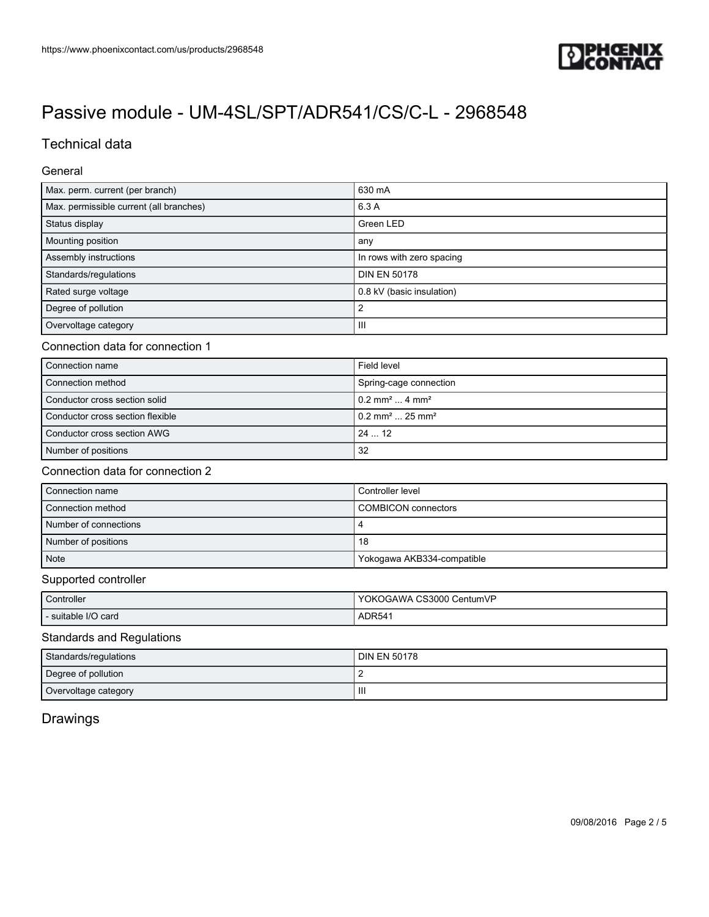# Passive module - UM-4SL/SPT/ADR541/CS/C-L - 2968548

## Technical data

### General

| | |
|---|---|
| Max. perm. current (per branch) | 630 mA |
| Max. permissible current (all branches) | 6.3 A |
| Status display | Green LED |
| Mounting position | any |
| Assembly instructions | In rows with zero spacing |
| Standards/regulations | DIN EN 50178 |
| Rated surge voltage | 0.8 kV (basic insulation) |
| Degree of pollution | 2 |
| Overvoltage category | III |

### Connection data for connection 1

| | |
|---|---|
| Connection name | Field level |
| Connection method | Spring-cage connection |
| Conductor cross section solid | 0.2 mm² ... 4 mm² |
| Conductor cross section flexible | 0.2 mm² ... 25 mm² |
| Conductor cross section AWG | 24 ... 12 |
| Number of positions | 32 |

### Connection data for connection 2

| | |
|---|---|
| Connection name | Controller level |
| Connection method | COMBICON connectors |
| Number of connections | 4 |
| Number of positions | 18 |
| Note | Yokogawa AKB334-compatible |

### Supported controller

| | |
|---|---|
| Controller | YOKOGAWA CS3000 CentumVP |
| - suitable I/O card | ADR541 |

### Standards and Regulations

| | |
|---|---|
| Standards/regulations | DIN EN 50178 |
| Degree of pollution | 2 |
| Overvoltage category | III |

## Drawings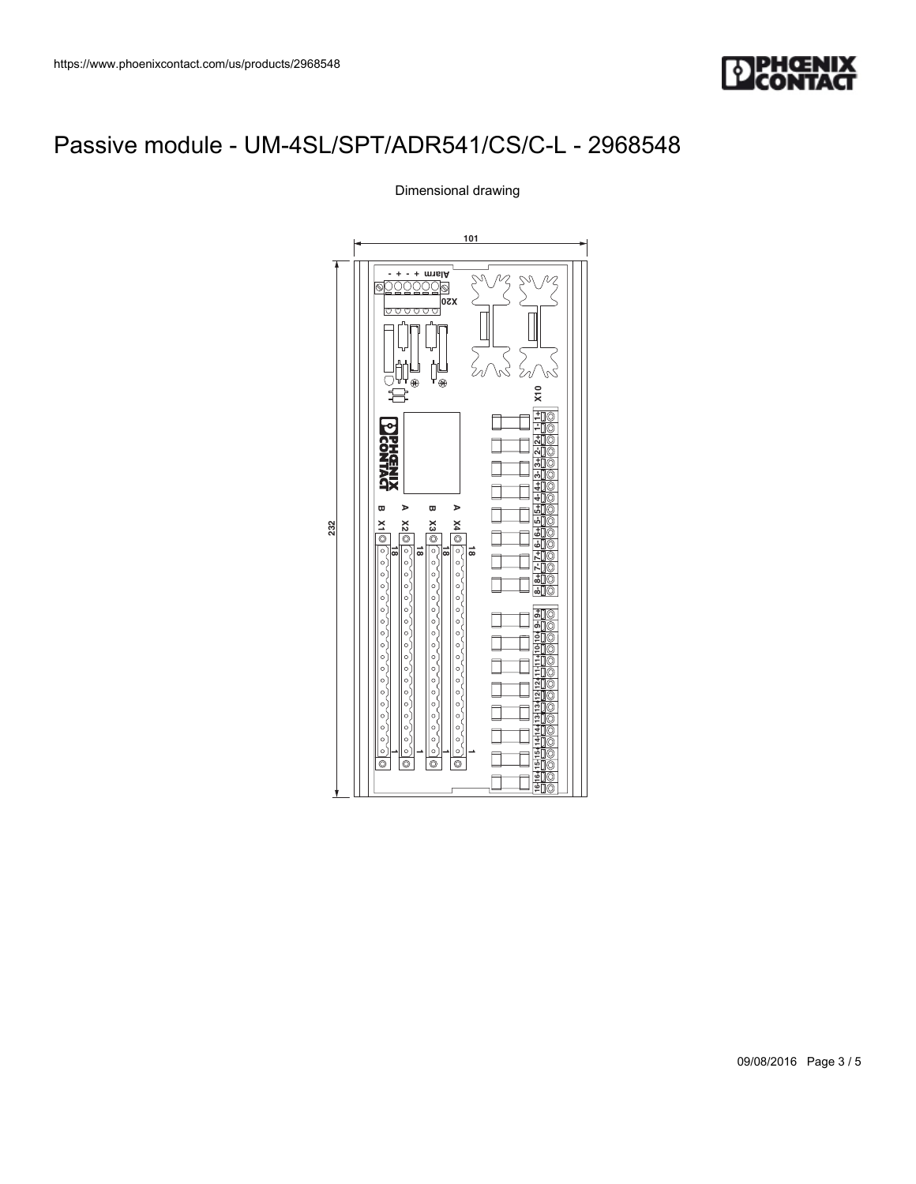# Passive module - UM-4SL/SPT/ADR541/CS/C-L - 2968548

Dimensional drawing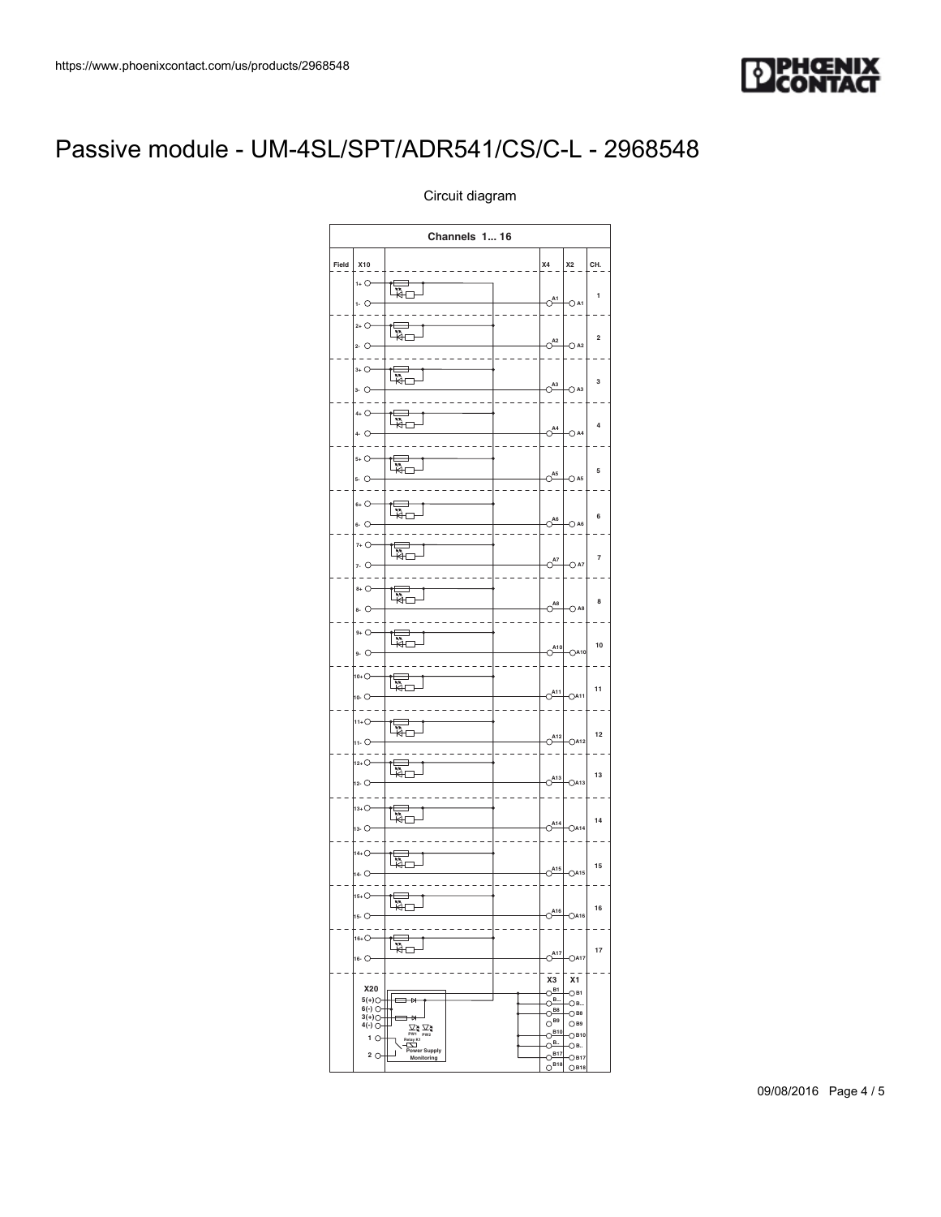# Passive module - UM-4SL/SPT/ADR541/CS/C-L - 2968548

Circuit diagram

Channels 1... 16

| Field | X10 | | X4 | X2 | CH. |
|---|---|---|---|---|---|
| | 1+ 1- | | A1 | A1 | 1 |
| | 2+ 2- | | A2 | A2 | 2 |
| | 3+ 3- | | A3 | A3 | 3 |
| | 4+ 4- | | A4 | A4 | 4 |
| | 5+ 5- | | A5 | A5 | 5 |
| | 6+ 6- | | A6 | A6 | 6 |
| | 7+ 7- | | A7 | A7 | 7 |
| | 8+ 8- | | A8 | A8 | 8 |
| | 9+ 9- | | A10 | A10 | 10 |
| | 10+ 10- | | A11 | A11 | 11 |
| | 11+ 11- | | A12 | A12 | 12 |
| | 12+ 12- | | A13 | A13 | 13 |
| | 13+ 13- | | A14 | A14 | 14 |
| | 14+ 14- | | A15 | A15 | 15 |
| | 15+ 15- | | A16 | A16 | 16 |
| | 16+ 16- | | A17 | A17 | 17 |

X20: 5(+), 6(-), 3(+), 4(-), 1, 2

PW1, PW2, Relay K1, Power Supply Monitoring

| X3 | X1 |
|---|---|
| B1 | B1 |
| B.. | B.. |
| B8 | B8 |
| B9 | B9 |
| B10 | B10 |
| B.. | B.. |
| B17 | B17 |
| B18 | B18 |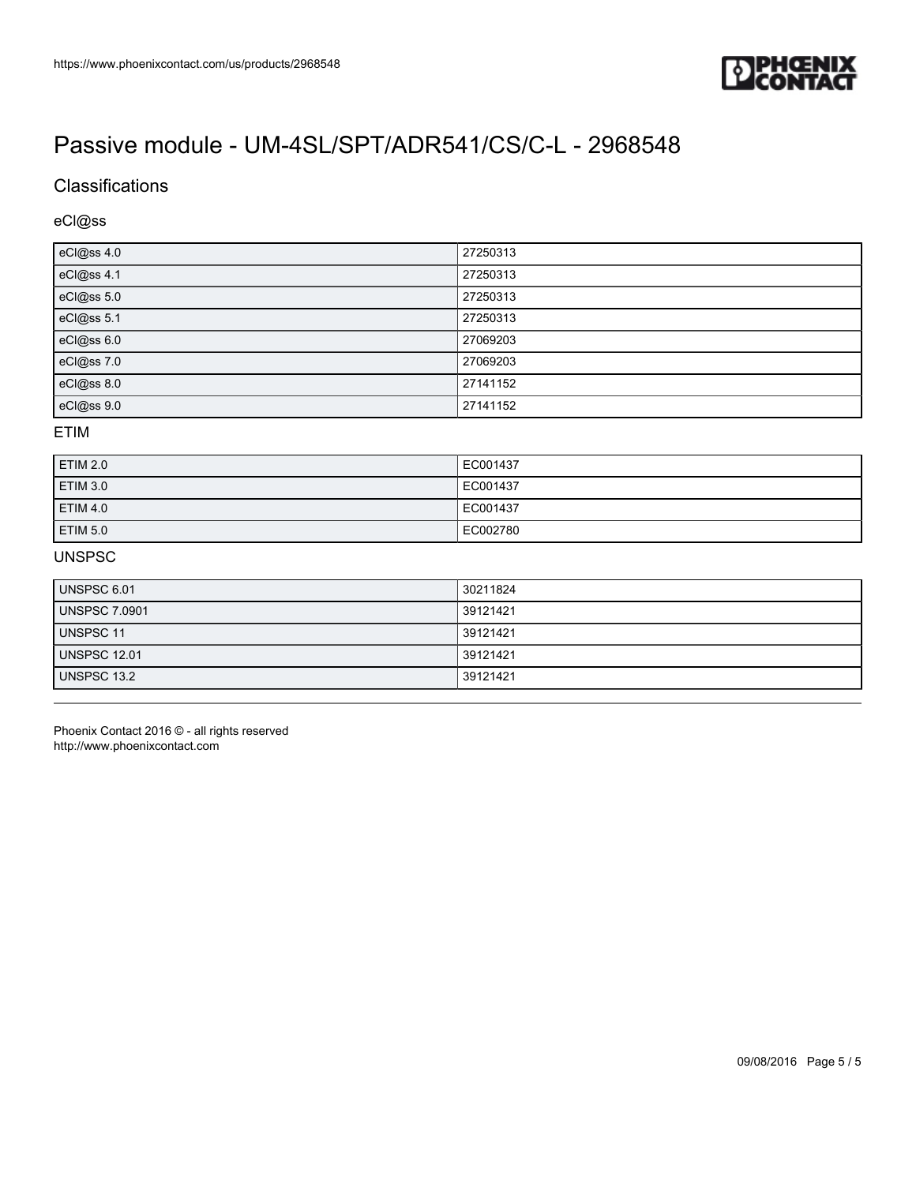# Passive module - UM-4SL/SPT/ADR541/CS/C-L - 2968548

## Classifications

### eCl@ss

| | |
|---|---|
| eCl@ss 4.0 | 27250313 |
| eCl@ss 4.1 | 27250313 |
| eCl@ss 5.0 | 27250313 |
| eCl@ss 5.1 | 27250313 |
| eCl@ss 6.0 | 27069203 |
| eCl@ss 7.0 | 27069203 |
| eCl@ss 8.0 | 27141152 |
| eCl@ss 9.0 | 27141152 |

### ETIM

| | |
|---|---|
| ETIM 2.0 | EC001437 |
| ETIM 3.0 | EC001437 |
| ETIM 4.0 | EC001437 |
| ETIM 5.0 | EC002780 |

### UNSPSC

| | |
|---|---|
| UNSPSC 6.01 | 30211824 |
| UNSPSC 7.0901 | 39121421 |
| UNSPSC 11 | 39121421 |
| UNSPSC 12.01 | 39121421 |
| UNSPSC 13.2 | 39121421 |

Phoenix Contact 2016 © - all rights reserved
http://www.phoenixcontact.com